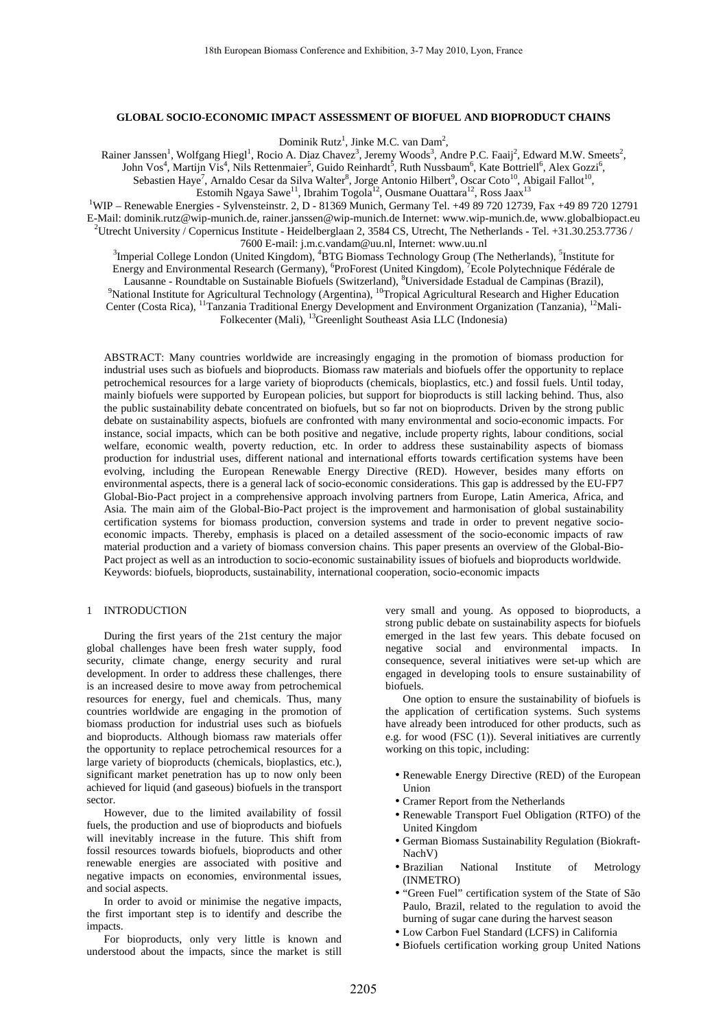# GLOBAL SOCIO-ECONOMIC IMPACT ASSESSMENT OF BIOFUEL AND BIOPRODUCT CHAINS

Dominik Rutz[1], Jinke M.C. van Dam[2],
Rainer Janssen[1], Wolfgang Hiegl[1], Rocio A. Diaz Chavez[3], Jeremy Woods[3], Andre P.C. Faaij[2], Edward M.W. Smeets[2], John Vos[4], Martijn Vis[4], Nils Rettenmaier[5], Guido Reinhardt[5], Ruth Nussbaum[6], Kate Bottriell[6], Alex Gozzi[6], Sebastien Haye[7], Arnaldo Cesar da Silva Walter[8], Jorge Antonio Hilbert[9], Oscar Coto[10], Abigail Fallot[10], Estomih Ngaya Sawe[11], Ibrahim Togola[12], Ousmane Ouattara[12], Ross Jaax[13]

[1]WIP – Renewable Energies - Sylvensteinstr. 2, D - 81369 Munich, Germany Tel. +49 89 720 12739, Fax +49 89 720 12791
E-Mail: dominik.rutz@wip-munich.de, rainer.janssen@wip-munich.de Internet: www.wip-munich.de, www.globalbiopact.eu
[2]Utrecht University / Copernicus Institute - Heidelberglaan 2, 3584 CS, Utrecht, The Netherlands - Tel. +31.30.253.7736 / 7600 E-mail: j.m.c.vandam@uu.nl, Internet: www.uu.nl
[3]Imperial College London (United Kingdom), [4]BTG Biomass Technology Group (The Netherlands), [5]Institute for Energy and Environmental Research (Germany), [6]ProForest (United Kingdom), [7]Ecole Polytechnique Fédérale de Lausanne - Roundtable on Sustainable Biofuels (Switzerland), [8]Universidade Estadual de Campinas (Brazil), [9]National Institute for Agricultural Technology (Argentina), [10]Tropical Agricultural Research and Higher Education Center (Costa Rica), [11]Tanzania Traditional Energy Development and Environment Organization (Tanzania), [12]Mali-Folkecenter (Mali), [13]Greenlight Southeast Asia LLC (Indonesia)

ABSTRACT: Many countries worldwide are increasingly engaging in the promotion of biomass production for industrial uses such as biofuels and bioproducts. Biomass raw materials and biofuels offer the opportunity to replace petrochemical resources for a large variety of bioproducts (chemicals, bioplastics, etc.) and fossil fuels. Until today, mainly biofuels were supported by European policies, but support for bioproducts is still lacking behind. Thus, also the public sustainability debate concentrated on biofuels, but so far not on bioproducts. Driven by the strong public debate on sustainability aspects, biofuels are confronted with many environmental and socio-economic impacts. For instance, social impacts, which can be both positive and negative, include property rights, labour conditions, social welfare, economic wealth, poverty reduction, etc. In order to address these sustainability aspects of biomass production for industrial uses, different national and international efforts towards certification systems have been evolving, including the European Renewable Energy Directive (RED). However, besides many efforts on environmental aspects, there is a general lack of socio-economic considerations. This gap is addressed by the EU-FP7 Global-Bio-Pact project in a comprehensive approach involving partners from Europe, Latin America, Africa, and Asia. The main aim of the Global-Bio-Pact project is the improvement and harmonisation of global sustainability certification systems for biomass production, conversion systems and trade in order to prevent negative socio-economic impacts. Thereby, emphasis is placed on a detailed assessment of the socio-economic impacts of raw material production and a variety of biomass conversion chains. This paper presents an overview of the Global-Bio-Pact project as well as an introduction to socio-economic sustainability issues of biofuels and bioproducts worldwide.
Keywords: biofuels, bioproducts, sustainability, international cooperation, socio-economic impacts

## 1 INTRODUCTION

During the first years of the 21st century the major global challenges have been fresh water supply, food security, climate change, energy security and rural development. In order to address these challenges, there is an increased desire to move away from petrochemical resources for energy, fuel and chemicals. Thus, many countries worldwide are engaging in the promotion of biomass production for industrial uses such as biofuels and bioproducts. Although biomass raw materials offer the opportunity to replace petrochemical resources for a large variety of bioproducts (chemicals, bioplastics, etc.), significant market penetration has up to now only been achieved for liquid (and gaseous) biofuels in the transport sector.

However, due to the limited availability of fossil fuels, the production and use of bioproducts and biofuels will inevitably increase in the future. This shift from fossil resources towards biofuels, bioproducts and other renewable energies are associated with positive and negative impacts on economies, environmental issues, and social aspects.

In order to avoid or minimise the negative impacts, the first important step is to identify and describe the impacts.

For bioproducts, only very little is known and understood about the impacts, since the market is still very small and young. As opposed to bioproducts, a strong public debate on sustainability aspects for biofuels emerged in the last few years. This debate focused on negative social and environmental impacts. In consequence, several initiatives were set-up which are engaged in developing tools to ensure sustainability of biofuels.

One option to ensure the sustainability of biofuels is the application of certification systems. Such systems have already been introduced for other products, such as e.g. for wood (FSC (1)). Several initiatives are currently working on this topic, including:

- Renewable Energy Directive (RED) of the European Union
- Cramer Report from the Netherlands
- Renewable Transport Fuel Obligation (RTFO) of the United Kingdom
- German Biomass Sustainability Regulation (Biokraft-NachV)
- Brazilian National Institute of Metrology (INMETRO)
- "Green Fuel" certification system of the State of São Paulo, Brazil, related to the regulation to avoid the burning of sugar cane during the harvest season
- Low Carbon Fuel Standard (LCFS) in California
- Biofuels certification working group United Nations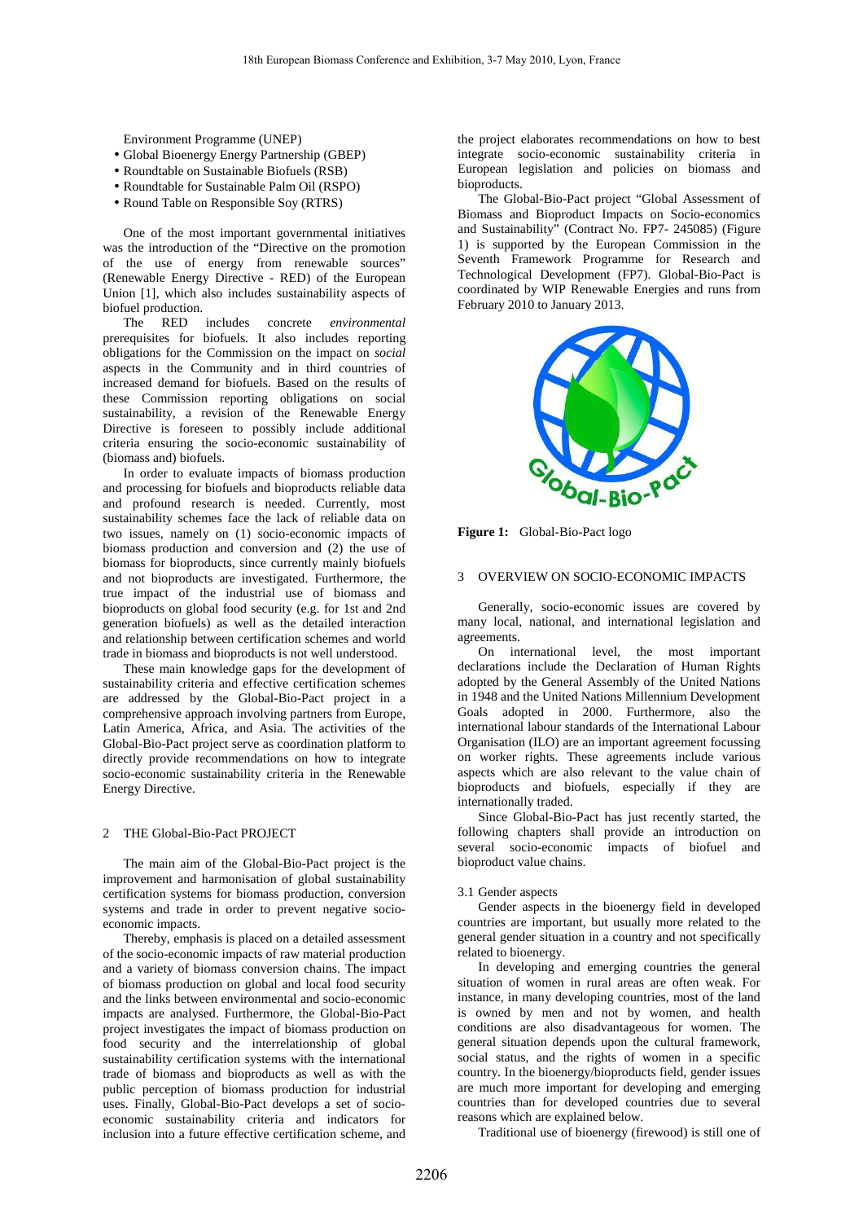Environment Programme (UNEP)

- Global Bioenergy Energy Partnership (GBEP)
- Roundtable on Sustainable Biofuels (RSB)
- Roundtable for Sustainable Palm Oil (RSPO)
- Round Table on Responsible Soy (RTRS)

One of the most important governmental initiatives was the introduction of the "Directive on the promotion of the use of energy from renewable sources" (Renewable Energy Directive - RED) of the European Union [1], which also includes sustainability aspects of biofuel production.

The RED includes concrete *environmental* prerequisites for biofuels. It also includes reporting obligations for the Commission on the impact on *social* aspects in the Community and in third countries of increased demand for biofuels. Based on the results of these Commission reporting obligations on social sustainability, a revision of the Renewable Energy Directive is foreseen to possibly include additional criteria ensuring the socio-economic sustainability of (biomass and) biofuels.

In order to evaluate impacts of biomass production and processing for biofuels and bioproducts reliable data and profound research is needed. Currently, most sustainability schemes face the lack of reliable data on two issues, namely on (1) socio-economic impacts of biomass production and conversion and (2) the use of biomass for bioproducts, since currently mainly biofuels and not bioproducts are investigated. Furthermore, the true impact of the industrial use of biomass and bioproducts on global food security (e.g. for 1st and 2nd generation biofuels) as well as the detailed interaction and relationship between certification schemes and world trade in biomass and bioproducts is not well understood.

These main knowledge gaps for the development of sustainability criteria and effective certification schemes are addressed by the Global-Bio-Pact project in a comprehensive approach involving partners from Europe, Latin America, Africa, and Asia. The activities of the Global-Bio-Pact project serve as coordination platform to directly provide recommendations on how to integrate socio-economic sustainability criteria in the Renewable Energy Directive.

## 2 THE Global-Bio-Pact PROJECT

The main aim of the Global-Bio-Pact project is the improvement and harmonisation of global sustainability certification systems for biomass production, conversion systems and trade in order to prevent negative socio-economic impacts.

Thereby, emphasis is placed on a detailed assessment of the socio-economic impacts of raw material production and a variety of biomass conversion chains. The impact of biomass production on global and local food security and the links between environmental and socio-economic impacts are analysed. Furthermore, the Global-Bio-Pact project investigates the impact of biomass production on food security and the interrelationship of global sustainability certification systems with the international trade of biomass and bioproducts as well as with the public perception of biomass production for industrial uses. Finally, Global-Bio-Pact develops a set of socio-economic sustainability criteria and indicators for inclusion into a future effective certification scheme, and the project elaborates recommendations on how to best integrate socio-economic sustainability criteria in European legislation and policies on biomass and bioproducts.

The Global-Bio-Pact project "Global Assessment of Biomass and Bioproduct Impacts on Socio-economics and Sustainability" (Contract No. FP7- 245085) (Figure 1) is supported by the European Commission in the Seventh Framework Programme for Research and Technological Development (FP7). Global-Bio-Pact is coordinated by WIP Renewable Energies and runs from February 2010 to January 2013.

**Figure 1:** Global-Bio-Pact logo

## 3 OVERVIEW ON SOCIO-ECONOMIC IMPACTS

Generally, socio-economic issues are covered by many local, national, and international legislation and agreements.

On international level, the most important declarations include the Declaration of Human Rights adopted by the General Assembly of the United Nations in 1948 and the United Nations Millennium Development Goals adopted in 2000. Furthermore, also the international labour standards of the International Labour Organisation (ILO) are an important agreement focussing on worker rights. These agreements include various aspects which are also relevant to the value chain of bioproducts and biofuels, especially if they are internationally traded.

Since Global-Bio-Pact has just recently started, the following chapters shall provide an introduction on several socio-economic impacts of biofuel and bioproduct value chains.

### 3.1 Gender aspects

Gender aspects in the bioenergy field in developed countries are important, but usually more related to the general gender situation in a country and not specifically related to bioenergy.

In developing and emerging countries the general situation of women in rural areas are often weak. For instance, in many developing countries, most of the land is owned by men and not by women, and health conditions are also disadvantageous for women. The general situation depends upon the cultural framework, social status, and the rights of women in a specific country. In the bioenergy/bioproducts field, gender issues are much more important for developing and emerging countries than for developed countries due to several reasons which are explained below.

Traditional use of bioenergy (firewood) is still one of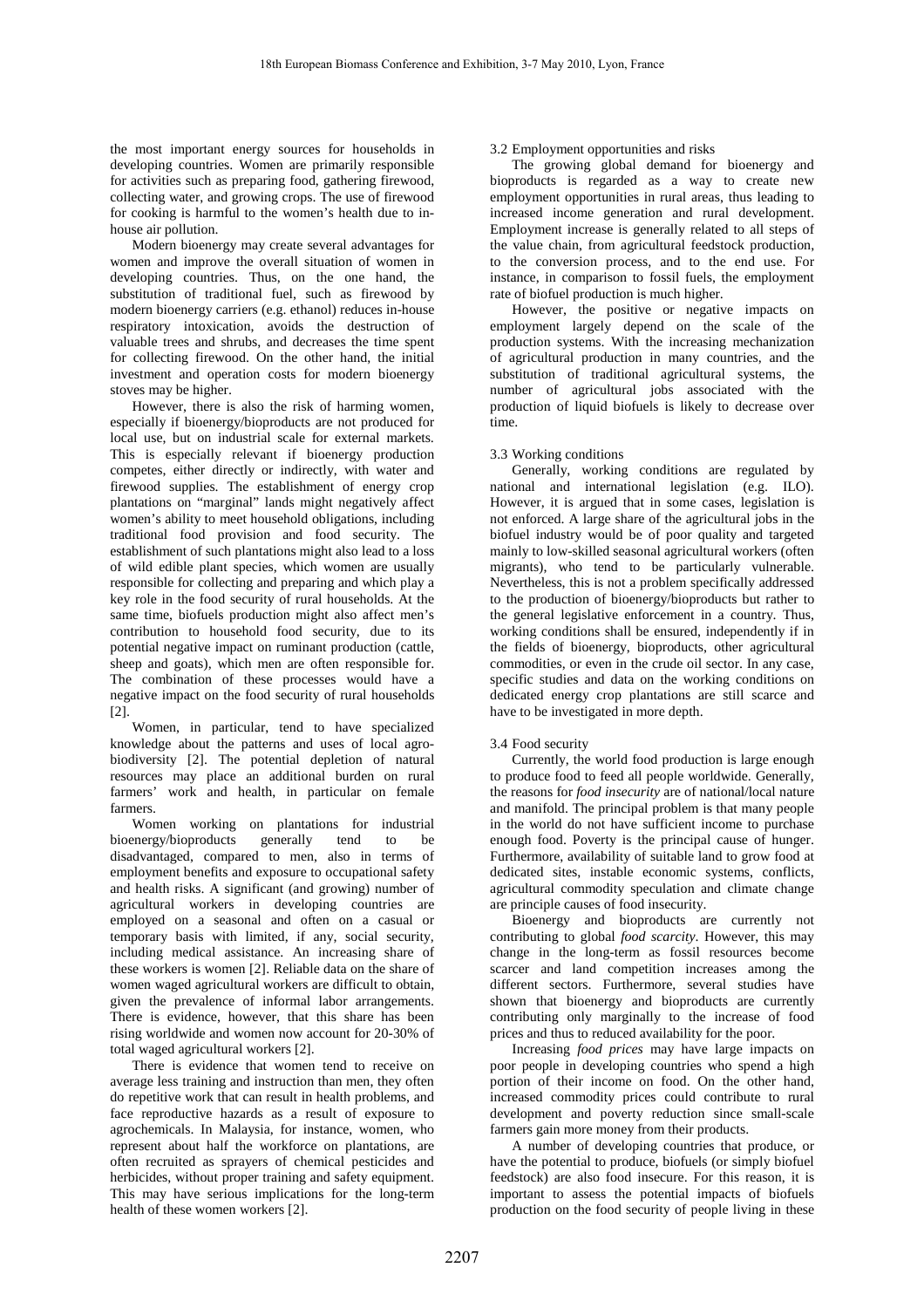the most important energy sources for households in developing countries. Women are primarily responsible for activities such as preparing food, gathering firewood, collecting water, and growing crops. The use of firewood for cooking is harmful to the women's health due to in-house air pollution.

Modern bioenergy may create several advantages for women and improve the overall situation of women in developing countries. Thus, on the one hand, the substitution of traditional fuel, such as firewood by modern bioenergy carriers (e.g. ethanol) reduces in-house respiratory intoxication, avoids the destruction of valuable trees and shrubs, and decreases the time spent for collecting firewood. On the other hand, the initial investment and operation costs for modern bioenergy stoves may be higher.

However, there is also the risk of harming women, especially if bioenergy/bioproducts are not produced for local use, but on industrial scale for external markets. This is especially relevant if bioenergy production competes, either directly or indirectly, with water and firewood supplies. The establishment of energy crop plantations on "marginal" lands might negatively affect women's ability to meet household obligations, including traditional food provision and food security. The establishment of such plantations might also lead to a loss of wild edible plant species, which women are usually responsible for collecting and preparing and which play a key role in the food security of rural households. At the same time, biofuels production might also affect men's contribution to household food security, due to its potential negative impact on ruminant production (cattle, sheep and goats), which men are often responsible for. The combination of these processes would have a negative impact on the food security of rural households [2].

Women, in particular, tend to have specialized knowledge about the patterns and uses of local agro-biodiversity [2]. The potential depletion of natural resources may place an additional burden on rural farmers' work and health, in particular on female farmers.

Women working on plantations for industrial bioenergy/bioproducts generally tend to be disadvantaged, compared to men, also in terms of employment benefits and exposure to occupational safety and health risks. A significant (and growing) number of agricultural workers in developing countries are employed on a seasonal and often on a casual or temporary basis with limited, if any, social security, including medical assistance. An increasing share of these workers is women [2]. Reliable data on the share of women waged agricultural workers are difficult to obtain, given the prevalence of informal labor arrangements. There is evidence, however, that this share has been rising worldwide and women now account for 20-30% of total waged agricultural workers [2].

There is evidence that women tend to receive on average less training and instruction than men, they often do repetitive work that can result in health problems, and face reproductive hazards as a result of exposure to agrochemicals. In Malaysia, for instance, women, who represent about half the workforce on plantations, are often recruited as sprayers of chemical pesticides and herbicides, without proper training and safety equipment. This may have serious implications for the long-term health of these women workers [2].

### 3.2 Employment opportunities and risks

The growing global demand for bioenergy and bioproducts is regarded as a way to create new employment opportunities in rural areas, thus leading to increased income generation and rural development. Employment increase is generally related to all steps of the value chain, from agricultural feedstock production, to the conversion process, and to the end use. For instance, in comparison to fossil fuels, the employment rate of biofuel production is much higher.

However, the positive or negative impacts on employment largely depend on the scale of the production systems. With the increasing mechanization of agricultural production in many countries, and the substitution of traditional agricultural systems, the number of agricultural jobs associated with the production of liquid biofuels is likely to decrease over time.

### 3.3 Working conditions

Generally, working conditions are regulated by national and international legislation (e.g. ILO). However, it is argued that in some cases, legislation is not enforced. A large share of the agricultural jobs in the biofuel industry would be of poor quality and targeted mainly to low-skilled seasonal agricultural workers (often migrants), who tend to be particularly vulnerable. Nevertheless, this is not a problem specifically addressed to the production of bioenergy/bioproducts but rather to the general legislative enforcement in a country. Thus, working conditions shall be ensured, independently if in the fields of bioenergy, bioproducts, other agricultural commodities, or even in the crude oil sector. In any case, specific studies and data on the working conditions on dedicated energy crop plantations are still scarce and have to be investigated in more depth.

### 3.4 Food security

Currently, the world food production is large enough to produce food to feed all people worldwide. Generally, the reasons for *food insecurity* are of national/local nature and manifold. The principal problem is that many people in the world do not have sufficient income to purchase enough food. Poverty is the principal cause of hunger. Furthermore, availability of suitable land to grow food at dedicated sites, instable economic systems, conflicts, agricultural commodity speculation and climate change are principle causes of food insecurity.

Bioenergy and bioproducts are currently not contributing to global *food scarcity*. However, this may change in the long-term as fossil resources become scarcer and land competition increases among the different sectors. Furthermore, several studies have shown that bioenergy and bioproducts are currently contributing only marginally to the increase of food prices and thus to reduced availability for the poor.

Increasing *food prices* may have large impacts on poor people in developing countries who spend a high portion of their income on food. On the other hand, increased commodity prices could contribute to rural development and poverty reduction since small-scale farmers gain more money from their products.

A number of developing countries that produce, or have the potential to produce, biofuels (or simply biofuel feedstock) are also food insecure. For this reason, it is important to assess the potential impacts of biofuels production on the food security of people living in these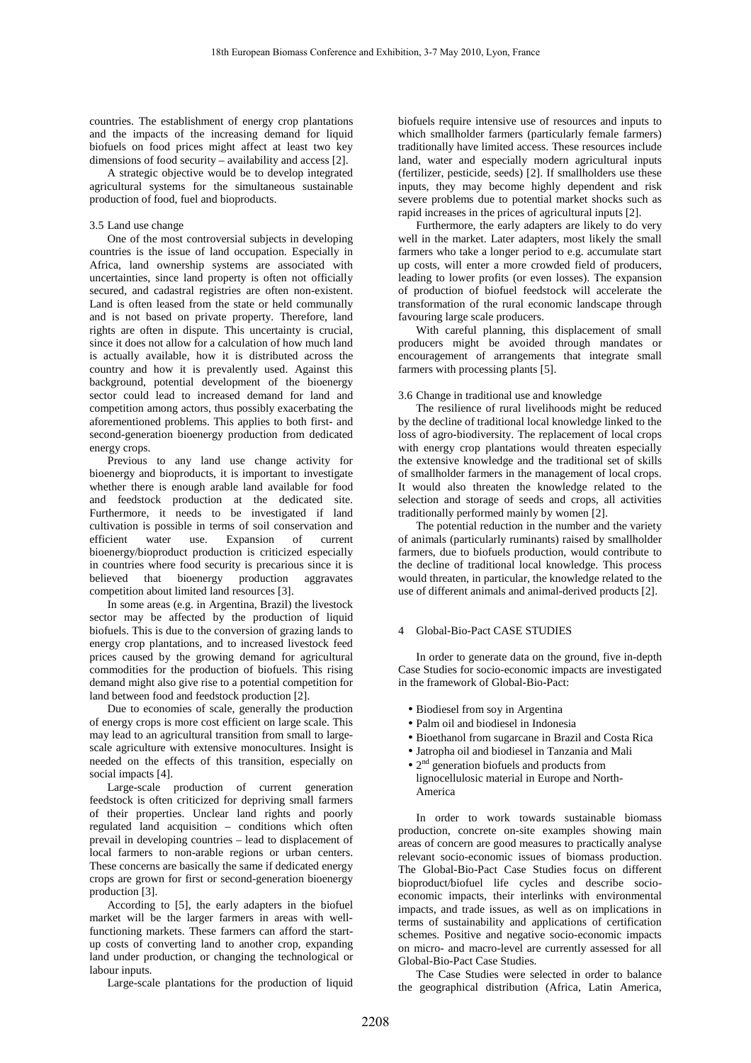countries. The establishment of energy crop plantations and the impacts of the increasing demand for liquid biofuels on food prices might affect at least two key dimensions of food security – availability and access [2].

A strategic objective would be to develop integrated agricultural systems for the simultaneous sustainable production of food, fuel and bioproducts.

### 3.5 Land use change

One of the most controversial subjects in developing countries is the issue of land occupation. Especially in Africa, land ownership systems are associated with uncertainties, since land property is often not officially secured, and cadastral registries are often non-existent. Land is often leased from the state or held communally and is not based on private property. Therefore, land rights are often in dispute. This uncertainty is crucial, since it does not allow for a calculation of how much land is actually available, how it is distributed across the country and how it is prevalently used. Against this background, potential development of the bioenergy sector could lead to increased demand for land and competition among actors, thus possibly exacerbating the aforementioned problems. This applies to both first- and second-generation bioenergy production from dedicated energy crops.

Previous to any land use change activity for bioenergy and bioproducts, it is important to investigate whether there is enough arable land available for food and feedstock production at the dedicated site. Furthermore, it needs to be investigated if land cultivation is possible in terms of soil conservation and efficient water use. Expansion of current bioenergy/bioproduct production is criticized especially in countries where food security is precarious since it is believed that bioenergy production aggravates competition about limited land resources [3].

In some areas (e.g. in Argentina, Brazil) the livestock sector may be affected by the production of liquid biofuels. This is due to the conversion of grazing lands to energy crop plantations, and to increased livestock feed prices caused by the growing demand for agricultural commodities for the production of biofuels. This rising demand might also give rise to a potential competition for land between food and feedstock production [2].

Due to economies of scale, generally the production of energy crops is more cost efficient on large scale. This may lead to an agricultural transition from small to large-scale agriculture with extensive monocultures. Insight is needed on the effects of this transition, especially on social impacts [4].

Large-scale production of current generation feedstock is often criticized for depriving small farmers of their properties. Unclear land rights and poorly regulated land acquisition – conditions which often prevail in developing countries – lead to displacement of local farmers to non-arable regions or urban centers. These concerns are basically the same if dedicated energy crops are grown for first or second-generation bioenergy production [3].

According to [5], the early adapters in the biofuel market will be the larger farmers in areas with well-functioning markets. These farmers can afford the start-up costs of converting land to another crop, expanding land under production, or changing the technological or labour inputs.

Large-scale plantations for the production of liquid biofuels require intensive use of resources and inputs to which smallholder farmers (particularly female farmers) traditionally have limited access. These resources include land, water and especially modern agricultural inputs (fertilizer, pesticide, seeds) [2]. If smallholders use these inputs, they may become highly dependent and risk severe problems due to potential market shocks such as rapid increases in the prices of agricultural inputs [2].

Furthermore, the early adapters are likely to do very well in the market. Later adapters, most likely the small farmers who take a longer period to e.g. accumulate start up costs, will enter a more crowded field of producers, leading to lower profits (or even losses). The expansion of production of biofuel feedstock will accelerate the transformation of the rural economic landscape through favouring large scale producers.

With careful planning, this displacement of small producers might be avoided through mandates or encouragement of arrangements that integrate small farmers with processing plants [5].

### 3.6 Change in traditional use and knowledge

The resilience of rural livelihoods might be reduced by the decline of traditional local knowledge linked to the loss of agro-biodiversity. The replacement of local crops with energy crop plantations would threaten especially the extensive knowledge and the traditional set of skills of smallholder farmers in the management of local crops. It would also threaten the knowledge related to the selection and storage of seeds and crops, all activities traditionally performed mainly by women [2].

The potential reduction in the number and the variety of animals (particularly ruminants) raised by smallholder farmers, due to biofuels production, would contribute to the decline of traditional local knowledge. This process would threaten, in particular, the knowledge related to the use of different animals and animal-derived products [2].

## 4 Global-Bio-Pact CASE STUDIES

In order to generate data on the ground, five in-depth Case Studies for socio-economic impacts are investigated in the framework of Global-Bio-Pact:

- Biodiesel from soy in Argentina
- Palm oil and biodiesel in Indonesia
- Bioethanol from sugarcane in Brazil and Costa Rica
- Jatropha oil and biodiesel in Tanzania and Mali
- 2nd generation biofuels and products from lignocellulosic material in Europe and North-America

In order to work towards sustainable biomass production, concrete on-site examples showing main areas of concern are good measures to practically analyse relevant socio-economic issues of biomass production. The Global-Bio-Pact Case Studies focus on different bioproduct/biofuel life cycles and describe socio-economic impacts, their interlinks with environmental impacts, and trade issues, as well as on implications in terms of sustainability and applications of certification schemes. Positive and negative socio-economic impacts on micro- and macro-level are currently assessed for all Global-Bio-Pact Case Studies.

The Case Studies were selected in order to balance the geographical distribution (Africa, Latin America,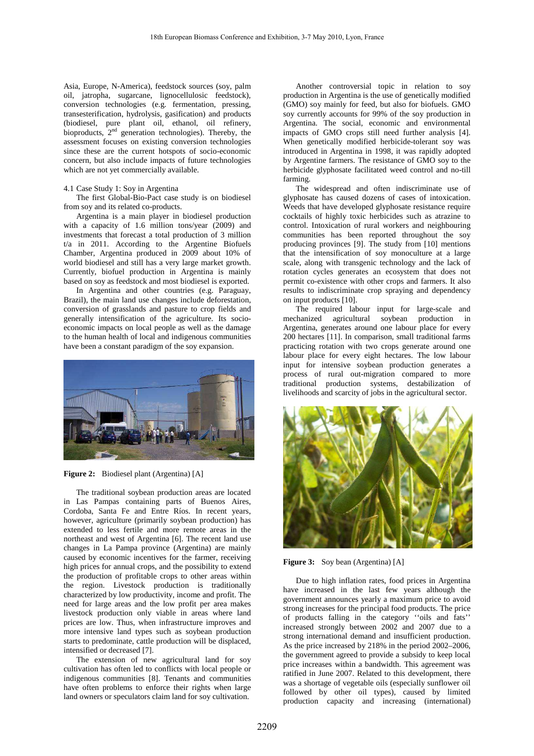Asia, Europe, N-America), feedstock sources (soy, palm oil, jatropha, sugarcane, lignocellulosic feedstock), conversion technologies (e.g. fermentation, pressing, transesterification, hydrolysis, gasification) and products (biodiesel, pure plant oil, ethanol, oil refinery, bioproducts, 2[nd] generation technologies). Thereby, the assessment focuses on existing conversion technologies since these are the current hotspots of socio-economic concern, but also include impacts of future technologies which are not yet commercially available.

4.1 Case Study 1: Soy in Argentina

The first Global-Bio-Pact case study is on biodiesel from soy and its related co-products.

Argentina is a main player in biodiesel production with a capacity of 1.6 million tons/year (2009) and investments that forecast a total production of 3 million t/a in 2011. According to the Argentine Biofuels Chamber, Argentina produced in 2009 about 10% of world biodiesel and still has a very large market growth. Currently, biofuel production in Argentina is mainly based on soy as feedstock and most biodiesel is exported.

In Argentina and other countries (e.g. Paraguay, Brazil), the main land use changes include deforestation, conversion of grasslands and pasture to crop fields and generally intensification of the agriculture. Its socio-economic impacts on local people as well as the damage to the human health of local and indigenous communities have been a constant paradigm of the soy expansion.

**Figure 2:** Biodiesel plant (Argentina) [A]

The traditional soybean production areas are located in Las Pampas containing parts of Buenos Aires, Cordoba, Santa Fe and Entre Ríos. In recent years, however, agriculture (primarily soybean production) has extended to less fertile and more remote areas in the northeast and west of Argentina [6]. The recent land use changes in La Pampa province (Argentina) are mainly caused by economic incentives for the farmer, receiving high prices for annual crops, and the possibility to extend the production of profitable crops to other areas within the region. Livestock production is traditionally characterized by low productivity, income and profit. The need for large areas and the low profit per area makes livestock production only viable in areas where land prices are low. Thus, when infrastructure improves and more intensive land types such as soybean production starts to predominate, cattle production will be displaced, intensified or decreased [7].

The extension of new agricultural land for soy cultivation has often led to conflicts with local people or indigenous communities [8]. Tenants and communities have often problems to enforce their rights when large land owners or speculators claim land for soy cultivation.

Another controversial topic in relation to soy production in Argentina is the use of genetically modified (GMO) soy mainly for feed, but also for biofuels. GMO soy currently accounts for 99% of the soy production in Argentina. The social, economic and environmental impacts of GMO crops still need further analysis [4]. When genetically modified herbicide-tolerant soy was introduced in Argentina in 1998, it was rapidly adopted by Argentine farmers. The resistance of GMO soy to the herbicide glyphosate facilitated weed control and no-till farming.

The widespread and often indiscriminate use of glyphosate has caused dozens of cases of intoxication. Weeds that have developed glyphosate resistance require cocktails of highly toxic herbicides such as atrazine to control. Intoxication of rural workers and neighbouring communities has been reported throughout the soy producing provinces [9]. The study from [10] mentions that the intensification of soy monoculture at a large scale, along with transgenic technology and the lack of rotation cycles generates an ecosystem that does not permit co-existence with other crops and farmers. It also results to indiscriminate crop spraying and dependency on input products [10].

The required labour input for large-scale and mechanized agricultural soybean production in Argentina, generates around one labour place for every 200 hectares [11]. In comparison, small traditional farms practicing rotation with two crops generate around one labour place for every eight hectares. The low labour input for intensive soybean production generates a process of rural out-migration compared to more traditional production systems, destabilization of livelihoods and scarcity of jobs in the agricultural sector.

**Figure 3:** Soy bean (Argentina) [A]

Due to high inflation rates, food prices in Argentina have increased in the last few years although the government announces yearly a maximum price to avoid strong increases for the principal food products. The price of products falling in the category ''oils and fats'' increased strongly between 2002 and 2007 due to a strong international demand and insufficient production. As the price increased by 218% in the period 2002–2006, the government agreed to provide a subsidy to keep local price increases within a bandwidth. This agreement was ratified in June 2007. Related to this development, there was a shortage of vegetable oils (especially sunflower oil followed by other oil types), caused by limited production capacity and increasing (international)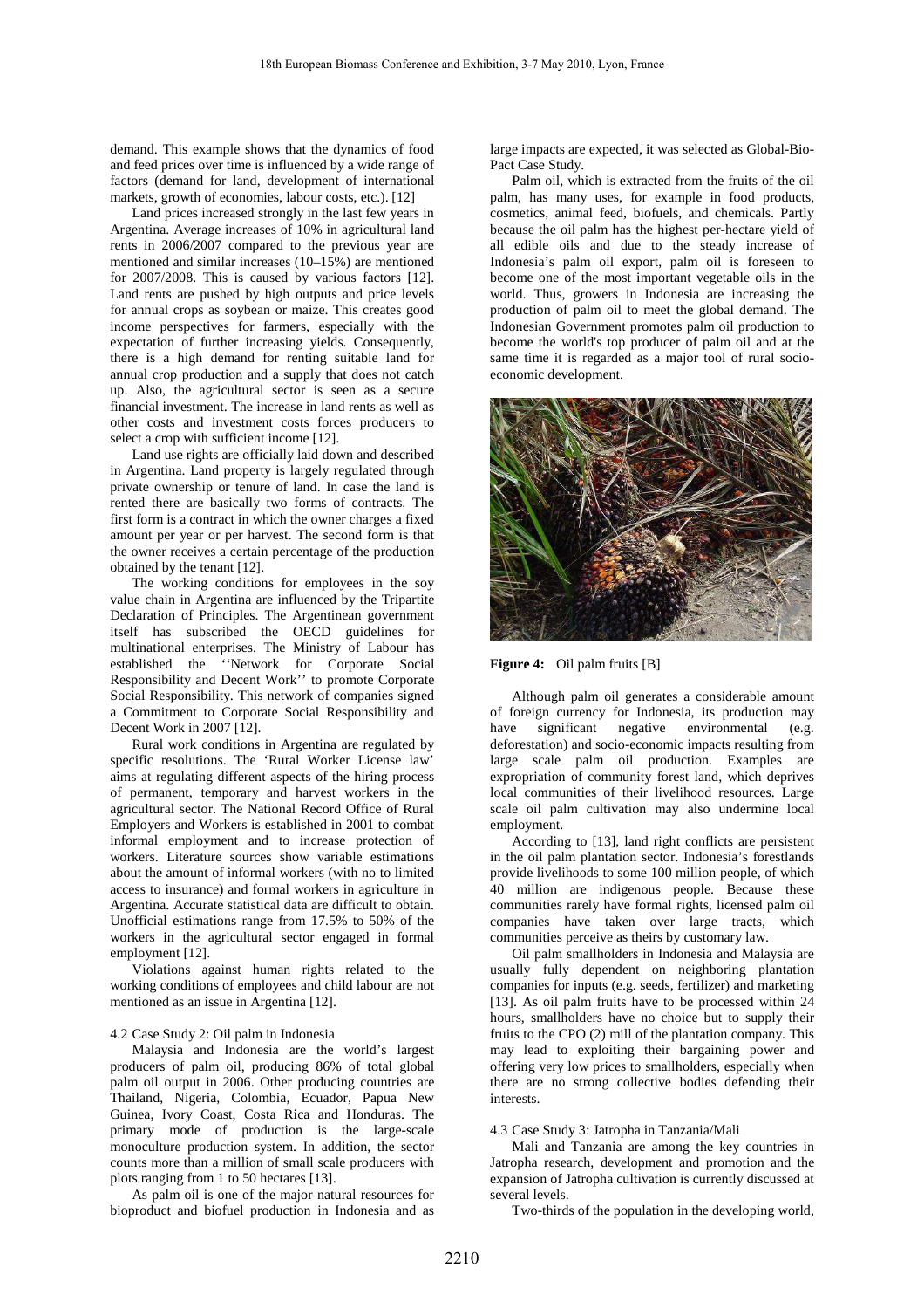demand. This example shows that the dynamics of food and feed prices over time is influenced by a wide range of factors (demand for land, development of international markets, growth of economies, labour costs, etc.). [12]

Land prices increased strongly in the last few years in Argentina. Average increases of 10% in agricultural land rents in 2006/2007 compared to the previous year are mentioned and similar increases (10–15%) are mentioned for 2007/2008. This is caused by various factors [12]. Land rents are pushed by high outputs and price levels for annual crops as soybean or maize. This creates good income perspectives for farmers, especially with the expectation of further increasing yields. Consequently, there is a high demand for renting suitable land for annual crop production and a supply that does not catch up. Also, the agricultural sector is seen as a secure financial investment. The increase in land rents as well as other costs and investment costs forces producers to select a crop with sufficient income [12].

Land use rights are officially laid down and described in Argentina. Land property is largely regulated through private ownership or tenure of land. In case the land is rented there are basically two forms of contracts. The first form is a contract in which the owner charges a fixed amount per year or per harvest. The second form is that the owner receives a certain percentage of the production obtained by the tenant [12].

The working conditions for employees in the soy value chain in Argentina are influenced by the Tripartite Declaration of Principles. The Argentinean government itself has subscribed the OECD guidelines for multinational enterprises. The Ministry of Labour has established the ''Network for Corporate Social Responsibility and Decent Work'' to promote Corporate Social Responsibility. This network of companies signed a Commitment to Corporate Social Responsibility and Decent Work in 2007 [12].

Rural work conditions in Argentina are regulated by specific resolutions. The 'Rural Worker License law' aims at regulating different aspects of the hiring process of permanent, temporary and harvest workers in the agricultural sector. The National Record Office of Rural Employers and Workers is established in 2001 to combat informal employment and to increase protection of workers. Literature sources show variable estimations about the amount of informal workers (with no to limited access to insurance) and formal workers in agriculture in Argentina. Accurate statistical data are difficult to obtain. Unofficial estimations range from 17.5% to 50% of the workers in the agricultural sector engaged in formal employment [12].

Violations against human rights related to the working conditions of employees and child labour are not mentioned as an issue in Argentina [12].

4.2 Case Study 2: Oil palm in Indonesia

Malaysia and Indonesia are the world's largest producers of palm oil, producing 86% of total global palm oil output in 2006. Other producing countries are Thailand, Nigeria, Colombia, Ecuador, Papua New Guinea, Ivory Coast, Costa Rica and Honduras. The primary mode of production is the large-scale monoculture production system. In addition, the sector counts more than a million of small scale producers with plots ranging from 1 to 50 hectares [13].

As palm oil is one of the major natural resources for bioproduct and biofuel production in Indonesia and as large impacts are expected, it was selected as Global-Bio-Pact Case Study.

Palm oil, which is extracted from the fruits of the oil palm, has many uses, for example in food products, cosmetics, animal feed, biofuels, and chemicals. Partly because the oil palm has the highest per-hectare yield of all edible oils and due to the steady increase of Indonesia's palm oil export, palm oil is foreseen to become one of the most important vegetable oils in the world. Thus, growers in Indonesia are increasing the production of palm oil to meet the global demand. The Indonesian Government promotes palm oil production to become the world's top producer of palm oil and at the same time it is regarded as a major tool of rural socio-economic development.

**Figure 4:** Oil palm fruits [B]

Although palm oil generates a considerable amount of foreign currency for Indonesia, its production may have significant negative environmental (e.g. deforestation) and socio-economic impacts resulting from large scale palm oil production. Examples are expropriation of community forest land, which deprives local communities of their livelihood resources. Large scale oil palm cultivation may also undermine local employment.

According to [13], land right conflicts are persistent in the oil palm plantation sector. Indonesia's forestlands provide livelihoods to some 100 million people, of which 40 million are indigenous people. Because these communities rarely have formal rights, licensed palm oil companies have taken over large tracts, which communities perceive as theirs by customary law.

Oil palm smallholders in Indonesia and Malaysia are usually fully dependent on neighboring plantation companies for inputs (e.g. seeds, fertilizer) and marketing [13]. As oil palm fruits have to be processed within 24 hours, smallholders have no choice but to supply their fruits to the CPO (2) mill of the plantation company. This may lead to exploiting their bargaining power and offering very low prices to smallholders, especially when there are no strong collective bodies defending their interests.

4.3 Case Study 3: Jatropha in Tanzania/Mali

Mali and Tanzania are among the key countries in Jatropha research, development and promotion and the expansion of Jatropha cultivation is currently discussed at several levels.

Two-thirds of the population in the developing world,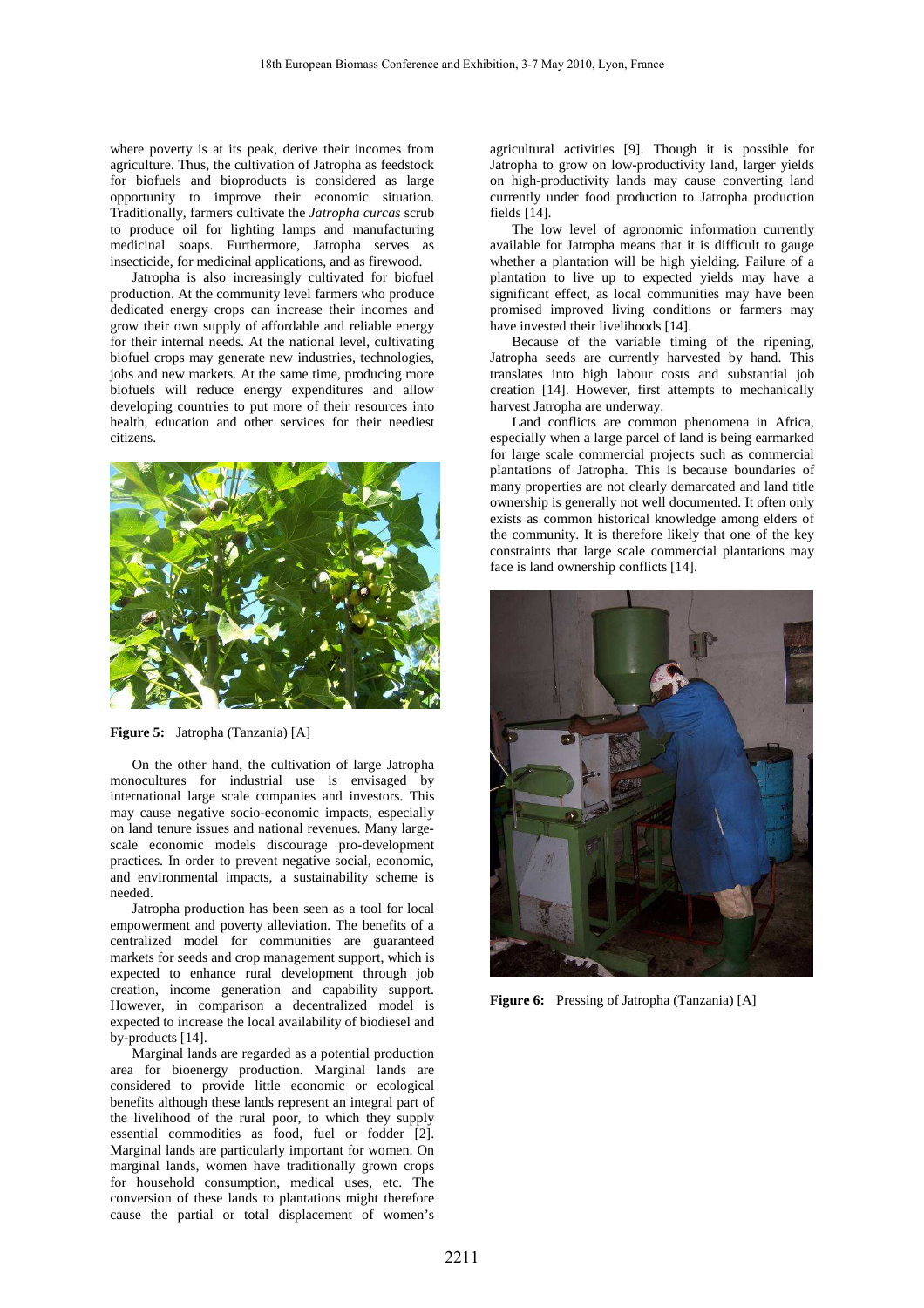where poverty is at its peak, derive their incomes from agriculture. Thus, the cultivation of Jatropha as feedstock for biofuels and bioproducts is considered as large opportunity to improve their economic situation. Traditionally, farmers cultivate the *Jatropha curcas* scrub to produce oil for lighting lamps and manufacturing medicinal soaps. Furthermore, Jatropha serves as insecticide, for medicinal applications, and as firewood.

Jatropha is also increasingly cultivated for biofuel production. At the community level farmers who produce dedicated energy crops can increase their incomes and grow their own supply of affordable and reliable energy for their internal needs. At the national level, cultivating biofuel crops may generate new industries, technologies, jobs and new markets. At the same time, producing more biofuels will reduce energy expenditures and allow developing countries to put more of their resources into health, education and other services for their neediest citizens.

**Figure 5:** Jatropha (Tanzania) [A]

On the other hand, the cultivation of large Jatropha monocultures for industrial use is envisaged by international large scale companies and investors. This may cause negative socio-economic impacts, especially on land tenure issues and national revenues. Many large-scale economic models discourage pro-development practices. In order to prevent negative social, economic, and environmental impacts, a sustainability scheme is needed.

Jatropha production has been seen as a tool for local empowerment and poverty alleviation. The benefits of a centralized model for communities are guaranteed markets for seeds and crop management support, which is expected to enhance rural development through job creation, income generation and capability support. However, in comparison a decentralized model is expected to increase the local availability of biodiesel and by-products [14].

Marginal lands are regarded as a potential production area for bioenergy production. Marginal lands are considered to provide little economic or ecological benefits although these lands represent an integral part of the livelihood of the rural poor, to which they supply essential commodities as food, fuel or fodder [2]. Marginal lands are particularly important for women. On marginal lands, women have traditionally grown crops for household consumption, medical uses, etc. The conversion of these lands to plantations might therefore cause the partial or total displacement of women's agricultural activities [9]. Though it is possible for Jatropha to grow on low-productivity land, larger yields on high-productivity lands may cause converting land currently under food production to Jatropha production fields [14].

The low level of agronomic information currently available for Jatropha means that it is difficult to gauge whether a plantation will be high yielding. Failure of a plantation to live up to expected yields may have a significant effect, as local communities may have been promised improved living conditions or farmers may have invested their livelihoods [14].

Because of the variable timing of the ripening, Jatropha seeds are currently harvested by hand. This translates into high labour costs and substantial job creation [14]. However, first attempts to mechanically harvest Jatropha are underway.

Land conflicts are common phenomena in Africa, especially when a large parcel of land is being earmarked for large scale commercial projects such as commercial plantations of Jatropha. This is because boundaries of many properties are not clearly demarcated and land title ownership is generally not well documented. It often only exists as common historical knowledge among elders of the community. It is therefore likely that one of the key constraints that large scale commercial plantations may face is land ownership conflicts [14].

**Figure 6:** Pressing of Jatropha (Tanzania) [A]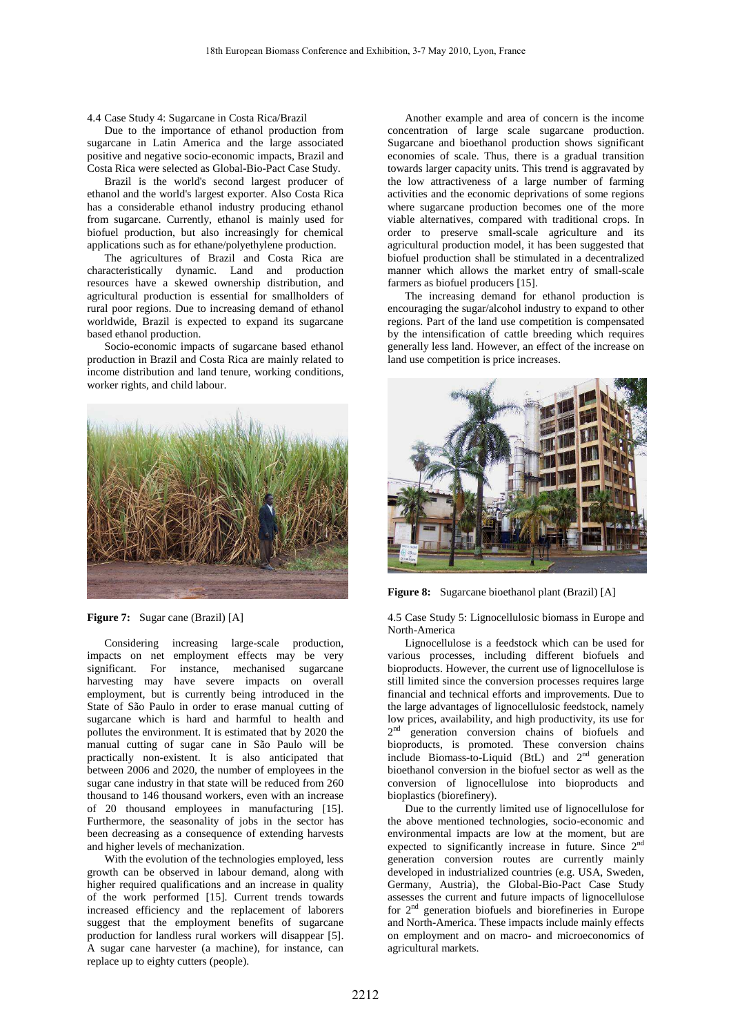### 4.4 Case Study 4: Sugarcane in Costa Rica/Brazil

Due to the importance of ethanol production from sugarcane in Latin America and the large associated positive and negative socio-economic impacts, Brazil and Costa Rica were selected as Global-Bio-Pact Case Study.

Brazil is the world's second largest producer of ethanol and the world's largest exporter. Also Costa Rica has a considerable ethanol industry producing ethanol from sugarcane. Currently, ethanol is mainly used for biofuel production, but also increasingly for chemical applications such as for ethane/polyethylene production.

The agricultures of Brazil and Costa Rica are characteristically dynamic. Land and production resources have a skewed ownership distribution, and agricultural production is essential for smallholders of rural poor regions. Due to increasing demand of ethanol worldwide, Brazil is expected to expand its sugarcane based ethanol production.

Socio-economic impacts of sugarcane based ethanol production in Brazil and Costa Rica are mainly related to income distribution and land tenure, working conditions, worker rights, and child labour.

**Figure 7:** Sugar cane (Brazil) [A]

Considering increasing large-scale production, impacts on net employment effects may be very significant. For instance, mechanised sugarcane harvesting may have severe impacts on overall employment, but is currently being introduced in the State of São Paulo in order to erase manual cutting of sugarcane which is hard and harmful to health and pollutes the environment. It is estimated that by 2020 the manual cutting of sugar cane in São Paulo will be practically non-existent. It is also anticipated that between 2006 and 2020, the number of employees in the sugar cane industry in that state will be reduced from 260 thousand to 146 thousand workers, even with an increase of 20 thousand employees in manufacturing [15]. Furthermore, the seasonality of jobs in the sector has been decreasing as a consequence of extending harvests and higher levels of mechanization.

With the evolution of the technologies employed, less growth can be observed in labour demand, along with higher required qualifications and an increase in quality of the work performed [15]. Current trends towards increased efficiency and the replacement of laborers suggest that the employment benefits of sugarcane production for landless rural workers will disappear [5]. A sugar cane harvester (a machine), for instance, can replace up to eighty cutters (people).

Another example and area of concern is the income concentration of large scale sugarcane production. Sugarcane and bioethanol production shows significant economies of scale. Thus, there is a gradual transition towards larger capacity units. This trend is aggravated by the low attractiveness of a large number of farming activities and the economic deprivations of some regions where sugarcane production becomes one of the more viable alternatives, compared with traditional crops. In order to preserve small-scale agriculture and its agricultural production model, it has been suggested that biofuel production shall be stimulated in a decentralized manner which allows the market entry of small-scale farmers as biofuel producers [15].

The increasing demand for ethanol production is encouraging the sugar/alcohol industry to expand to other regions. Part of the land use competition is compensated by the intensification of cattle breeding which requires generally less land. However, an effect of the increase on land use competition is price increases.

**Figure 8:** Sugarcane bioethanol plant (Brazil) [A]

### 4.5 Case Study 5: Lignocellulosic biomass in Europe and North-America

Lignocellulose is a feedstock which can be used for various processes, including different biofuels and bioproducts. However, the current use of lignocellulose is still limited since the conversion processes requires large financial and technical efforts and improvements. Due to the large advantages of lignocellulosic feedstock, namely low prices, availability, and high productivity, its use for 2nd generation conversion chains of biofuels and bioproducts, is promoted. These conversion chains include Biomass-to-Liquid (BtL) and 2nd generation bioethanol conversion in the biofuel sector as well as the conversion of lignocellulose into bioproducts and bioplastics (biorefinery).

Due to the currently limited use of lignocellulose for the above mentioned technologies, socio-economic and environmental impacts are low at the moment, but are expected to significantly increase in future. Since 2nd generation conversion routes are currently mainly developed in industrialized countries (e.g. USA, Sweden, Germany, Austria), the Global-Bio-Pact Case Study assesses the current and future impacts of lignocellulose for 2nd generation biofuels and biorefineries in Europe and North-America. These impacts include mainly effects on employment and on macro- and microeconomics of agricultural markets.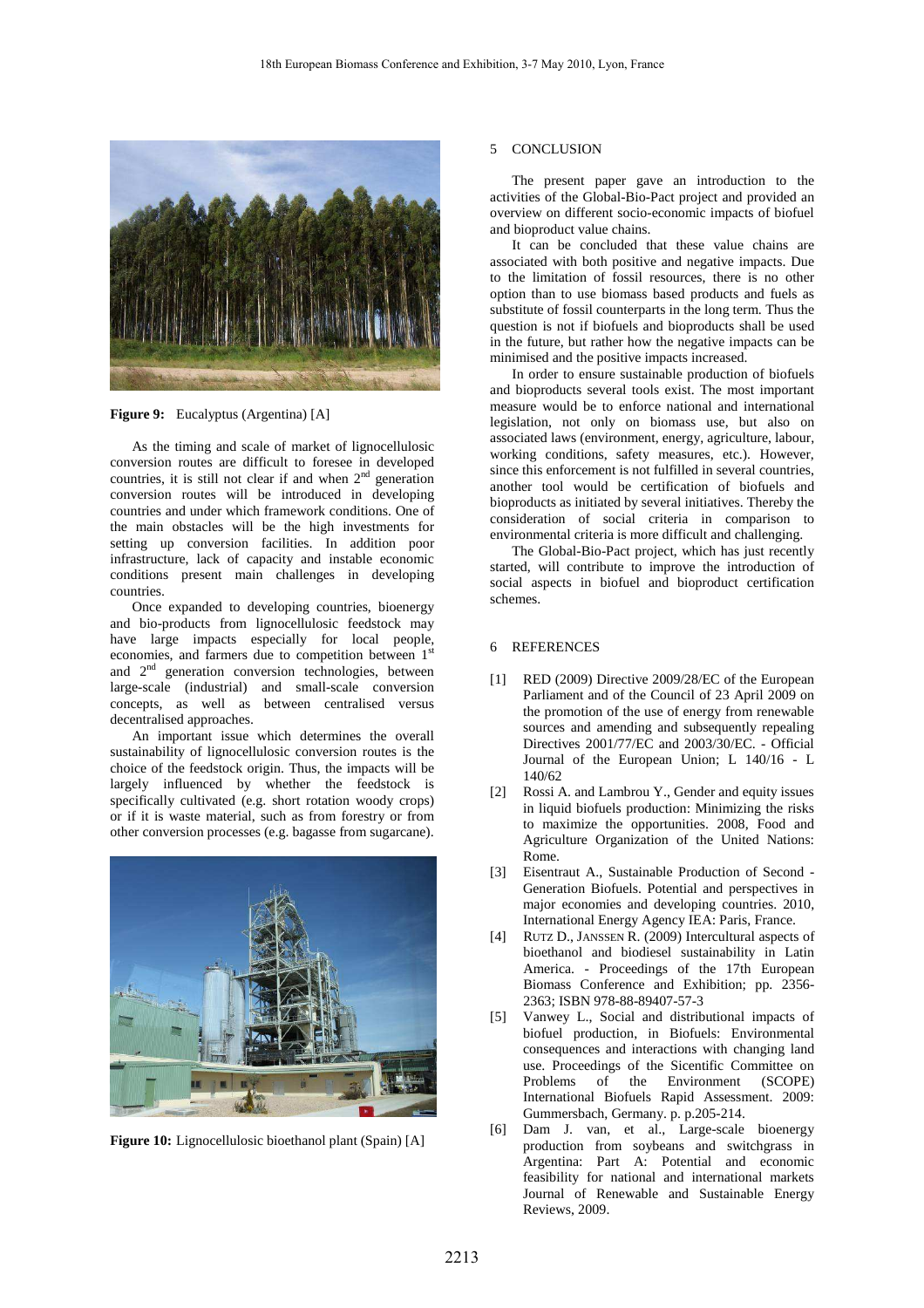**Figure 9:** Eucalyptus (Argentina) [A]

As the timing and scale of market of lignocellulosic conversion routes are difficult to foresee in developed countries, it is still not clear if and when 2nd generation conversion routes will be introduced in developing countries and under which framework conditions. One of the main obstacles will be the high investments for setting up conversion facilities. In addition poor infrastructure, lack of capacity and instable economic conditions present main challenges in developing countries.

Once expanded to developing countries, bioenergy and bio-products from lignocellulosic feedstock may have large impacts especially for local people, economies, and farmers due to competition between 1st and 2nd generation conversion technologies, between large-scale (industrial) and small-scale conversion concepts, as well as between centralised versus decentralised approaches.

An important issue which determines the overall sustainability of lignocellulosic conversion routes is the choice of the feedstock origin. Thus, the impacts will be largely influenced by whether the feedstock is specifically cultivated (e.g. short rotation woody crops) or if it is waste material, such as from forestry or from other conversion processes (e.g. bagasse from sugarcane).

**Figure 10:** Lignocellulosic bioethanol plant (Spain) [A]

## 5 CONCLUSION

The present paper gave an introduction to the activities of the Global-Bio-Pact project and provided an overview on different socio-economic impacts of biofuel and bioproduct value chains.

It can be concluded that these value chains are associated with both positive and negative impacts. Due to the limitation of fossil resources, there is no other option than to use biomass based products and fuels as substitute of fossil counterparts in the long term. Thus the question is not if biofuels and bioproducts shall be used in the future, but rather how the negative impacts can be minimised and the positive impacts increased.

In order to ensure sustainable production of biofuels and bioproducts several tools exist. The most important measure would be to enforce national and international legislation, not only on biomass use, but also on associated laws (environment, energy, agriculture, labour, working conditions, safety measures, etc.). However, since this enforcement is not fulfilled in several countries, another tool would be certification of biofuels and bioproducts as initiated by several initiatives. Thereby the consideration of social criteria in comparison to environmental criteria is more difficult and challenging.

The Global-Bio-Pact project, which has just recently started, will contribute to improve the introduction of social aspects in biofuel and bioproduct certification schemes.

## 6 REFERENCES

[1] RED (2009) Directive 2009/28/EC of the European Parliament and of the Council of 23 April 2009 on the promotion of the use of energy from renewable sources and amending and subsequently repealing Directives 2001/77/EC and 2003/30/EC. - Official Journal of the European Union; L 140/16 - L 140/62

[2] Rossi A. and Lambrou Y., Gender and equity issues in liquid biofuels production: Minimizing the risks to maximize the opportunities. 2008, Food and Agriculture Organization of the United Nations: Rome.

[3] Eisentraut A., Sustainable Production of Second - Generation Biofuels. Potential and perspectives in major economies and developing countries. 2010, International Energy Agency IEA: Paris, France.

[4] RUTZ D., JANSSEN R. (2009) Intercultural aspects of bioethanol and biodiesel sustainability in Latin America. - Proceedings of the 17th European Biomass Conference and Exhibition; pp. 2356-2363; ISBN 978-88-89407-57-3

[5] Vanwey L., Social and distributional impacts of biofuel production, in Biofuels: Environmental consequences and interactions with changing land use. Proceedings of the Sicentific Committee on Problems of the Environment (SCOPE) International Biofuels Rapid Assessment. 2009: Gummersbach, Germany. p. p.205-214.

[6] Dam J. van, et al., Large-scale bioenergy production from soybeans and switchgrass in Argentina: Part A: Potential and economic feasibility for national and international markets Journal of Renewable and Sustainable Energy Reviews, 2009.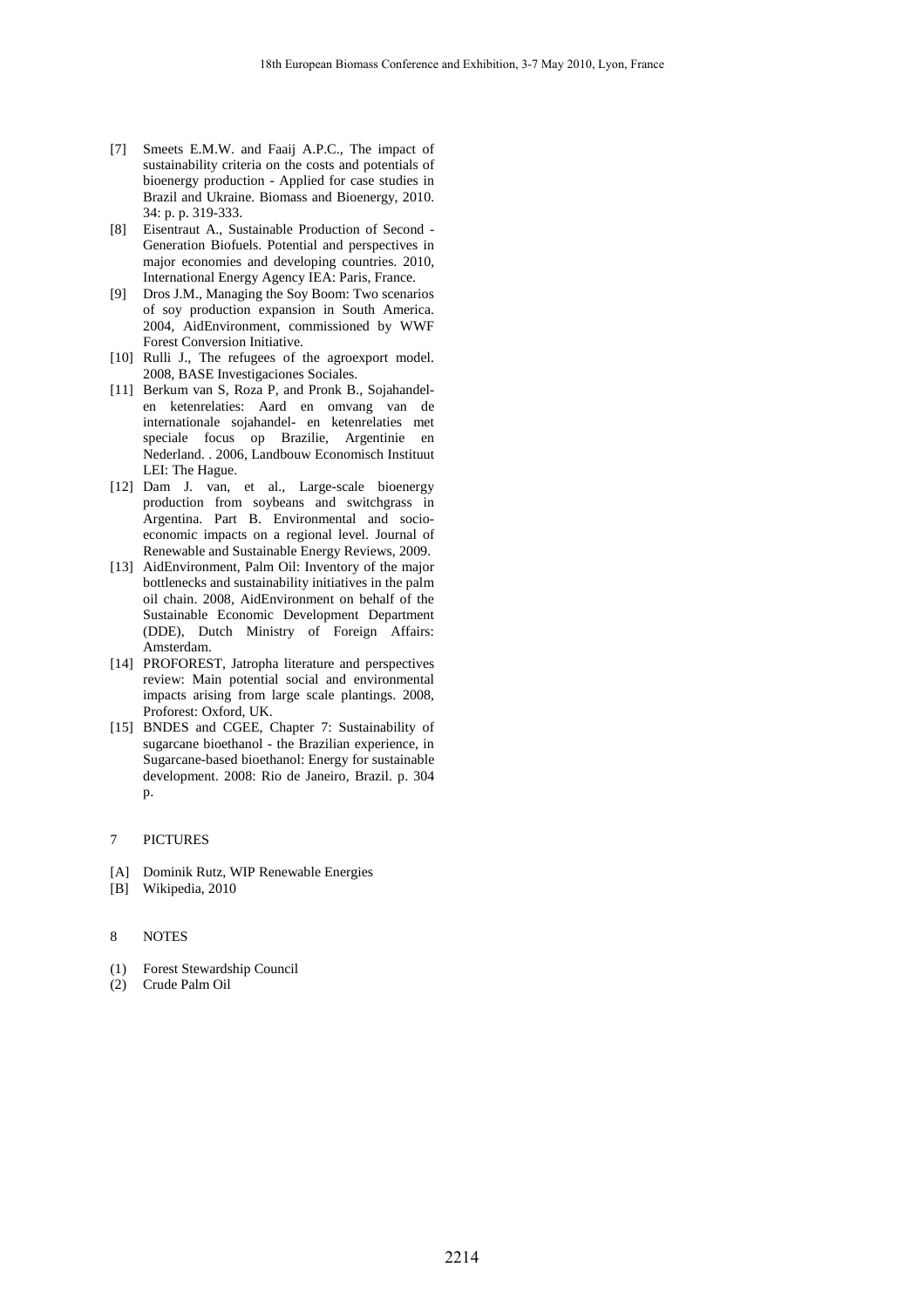[7] Smeets E.M.W. and Faaij A.P.C., The impact of sustainability criteria on the costs and potentials of bioenergy production - Applied for case studies in Brazil and Ukraine. Biomass and Bioenergy, 2010. 34: p. p. 319-333.

[8] Eisentraut A., Sustainable Production of Second - Generation Biofuels. Potential and perspectives in major economies and developing countries. 2010, International Energy Agency IEA: Paris, France.

[9] Dros J.M., Managing the Soy Boom: Two scenarios of soy production expansion in South America. 2004, AidEnvironment, commissioned by WWF Forest Conversion Initiative.

[10] Rulli J., The refugees of the agroexport model. 2008, BASE Investigaciones Sociales.

[11] Berkum van S, Roza P, and Pronk B., Sojahandel- en ketenrelaties: Aard en omvang van de internationale sojahandel- en ketenrelaties met speciale focus op Brazilie, Argentinie en Nederland. . 2006, Landbouw Economisch Instituut LEI: The Hague.

[12] Dam J. van, et al., Large-scale bioenergy production from soybeans and switchgrass in Argentina. Part B. Environmental and socio-economic impacts on a regional level. Journal of Renewable and Sustainable Energy Reviews, 2009.

[13] AidEnvironment, Palm Oil: Inventory of the major bottlenecks and sustainability initiatives in the palm oil chain. 2008, AidEnvironment on behalf of the Sustainable Economic Development Department (DDE), Dutch Ministry of Foreign Affairs: Amsterdam.

[14] PROFOREST, Jatropha literature and perspectives review: Main potential social and environmental impacts arising from large scale plantings. 2008, Proforest: Oxford, UK.

[15] BNDES and CGEE, Chapter 7: Sustainability of sugarcane bioethanol - the Brazilian experience, in Sugarcane-based bioethanol: Energy for sustainable development. 2008: Rio de Janeiro, Brazil. p. 304 p.

## 7 PICTURES

[A] Dominik Rutz, WIP Renewable Energies

[B] Wikipedia, 2010

## 8 NOTES

(1) Forest Stewardship Council

(2) Crude Palm Oil